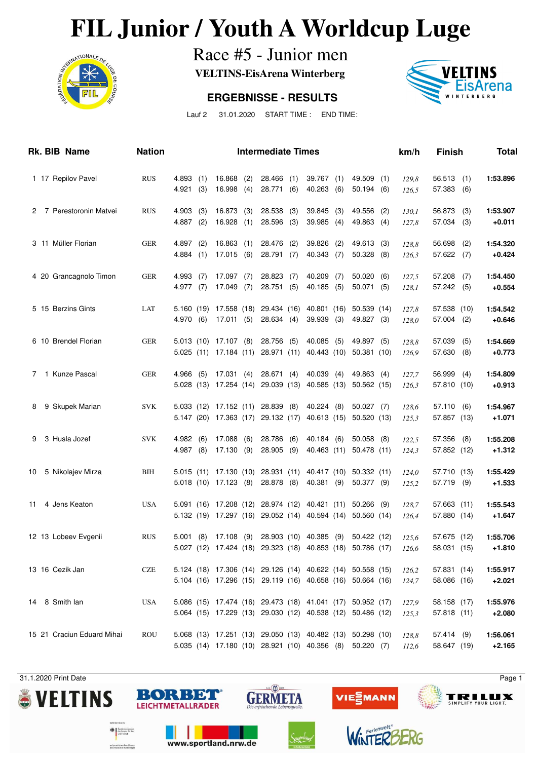# FIL Junior / Youth A Worldcup Luge

## Race #5 - Junior men

**VELTINS-EisArena Winterberg**

### ERGEBNISSE - RESULTS

Lauf 2 31.01.2020 START TIME : END TIME:

| Rk. | BIB | Name | Nation | Intermediate Times | | | | | km/h | Finish | Total |
|---|---|---|---|---|---|---|---|---|---|---|---|
| 1 | 17 | Repilov Pavel | RUS | 4.893 (1) | 16.868 (2) | 28.466 (1) | 39.767 (1) | 49.509 (1) | *129,8* | 56.513 (1) | **1:53.896** |
| | | | | 4.921 (3) | 16.998 (4) | 28.771 (6) | 40.263 (6) | 50.194 (6) | *126,5* | 57.383 (6) | |
| 2 | 7 | Perestoronin Matvei | RUS | 4.903 (3) | 16.873 (3) | 28.538 (3) | 39.845 (3) | 49.556 (2) | *130,1* | 56.873 (3) | **1:53.907** |
| | | | | 4.887 (2) | 16.928 (1) | 28.596 (3) | 39.985 (4) | 49.863 (4) | *127,8* | 57.034 (3) | **+0.011** |
| 3 | 11 | Müller Florian | GER | 4.897 (2) | 16.863 (1) | 28.476 (2) | 39.826 (2) | 49.613 (3) | *128,8* | 56.698 (2) | **1:54.320** |
| | | | | 4.884 (1) | 17.015 (6) | 28.791 (7) | 40.343 (7) | 50.328 (8) | *126,3* | 57.622 (7) | **+0.424** |
| 4 | 20 | Grancagnolo Timon | GER | 4.993 (7) | 17.097 (7) | 28.823 (7) | 40.209 (7) | 50.020 (6) | *127,5* | 57.208 (7) | **1:54.450** |
| | | | | 4.977 (7) | 17.049 (7) | 28.751 (5) | 40.185 (5) | 50.071 (5) | *128,1* | 57.242 (5) | **+0.554** |
| 5 | 15 | Berzins Gints | LAT | 5.160 (19) | 17.558 (18) | 29.434 (16) | 40.801 (16) | 50.539 (14) | *127,8* | 57.538 (10) | **1:54.542** |
| | | | | 4.970 (6) | 17.011 (5) | 28.634 (4) | 39.939 (3) | 49.827 (3) | *128,0* | 57.004 (2) | **+0.646** |
| 6 | 10 | Brendel Florian | GER | 5.013 (10) | 17.107 (8) | 28.756 (5) | 40.085 (5) | 49.897 (5) | *128,8* | 57.039 (5) | **1:54.669** |
| | | | | 5.025 (11) | 17.184 (11) | 28.971 (11) | 40.443 (10) | 50.381 (10) | *126,9* | 57.630 (8) | **+0.773** |
| 7 | 1 | Kunze Pascal | GER | 4.966 (5) | 17.031 (4) | 28.671 (4) | 40.039 (4) | 49.863 (4) | *127,7* | 56.999 (4) | **1:54.809** |
| | | | | 5.028 (13) | 17.254 (14) | 29.039 (13) | 40.585 (13) | 50.562 (15) | *126,3* | 57.810 (10) | **+0.913** |
| 8 | 9 | Skupek Marian | SVK | 5.033 (12) | 17.152 (11) | 28.839 (8) | 40.224 (8) | 50.027 (7) | *128,6* | 57.110 (6) | **1:54.967** |
| | | | | 5.147 (20) | 17.363 (17) | 29.132 (17) | 40.613 (15) | 50.520 (13) | *125,3* | 57.857 (13) | **+1.071** |
| 9 | 3 | Husla Jozef | SVK | 4.982 (6) | 17.088 (6) | 28.786 (6) | 40.184 (6) | 50.058 (8) | *122,5* | 57.356 (8) | **1:55.208** |
| | | | | 4.987 (8) | 17.130 (9) | 28.905 (9) | 40.463 (11) | 50.478 (11) | *124,3* | 57.852 (12) | **+1.312** |
| 10 | 5 | Nikolajev Mirza | BIH | 5.015 (11) | 17.130 (10) | 28.931 (11) | 40.417 (10) | 50.332 (11) | *124,0* | 57.710 (13) | **1:55.429** |
| | | | | 5.018 (10) | 17.123 (8) | 28.878 (8) | 40.381 (9) | 50.377 (9) | *125,2* | 57.719 (9) | **+1.533** |
| 11 | 4 | Jens Keaton | USA | 5.091 (16) | 17.208 (12) | 28.974 (12) | 40.421 (11) | 50.266 (9) | *128,7* | 57.663 (11) | **1:55.543** |
| | | | | 5.132 (19) | 17.297 (16) | 29.052 (14) | 40.594 (14) | 50.560 (14) | *126,4* | 57.880 (14) | **+1.647** |
| 12 | 13 | Lobeev Evgenii | RUS | 5.001 (8) | 17.108 (9) | 28.903 (10) | 40.385 (9) | 50.422 (12) | *125,6* | 57.675 (12) | **1:55.706** |
| | | | | 5.027 (12) | 17.424 (18) | 29.323 (18) | 40.853 (18) | 50.786 (17) | *126,6* | 58.031 (15) | **+1.810** |
| 13 | 16 | Cezik Jan | CZE | 5.124 (18) | 17.306 (14) | 29.126 (14) | 40.622 (14) | 50.558 (15) | *126,2* | 57.831 (14) | **1:55.917** |
| | | | | 5.104 (16) | 17.296 (15) | 29.119 (16) | 40.658 (16) | 50.664 (16) | *124,7* | 58.086 (16) | **+2.021** |
| 14 | 8 | Smith Ian | USA | 5.086 (15) | 17.474 (16) | 29.473 (18) | 41.041 (17) | 50.952 (17) | *127,9* | 58.158 (17) | **1:55.976** |
| | | | | 5.064 (15) | 17.229 (13) | 29.030 (12) | 40.538 (12) | 50.486 (12) | *125,3* | 57.818 (11) | **+2.080** |
| 15 | 21 | Craciun Eduard Mihai | ROU | 5.068 (13) | 17.251 (13) | 29.050 (13) | 40.482 (13) | 50.298 (10) | *128,8* | 57.414 (9) | **1:56.061** |
| | | | | 5.035 (14) | 17.180 (10) | 28.921 (10) | 40.356 (8) | 50.220 (7) | *112,6* | 58.647 (19) | **+2.165** |

31.1.2020 Print Date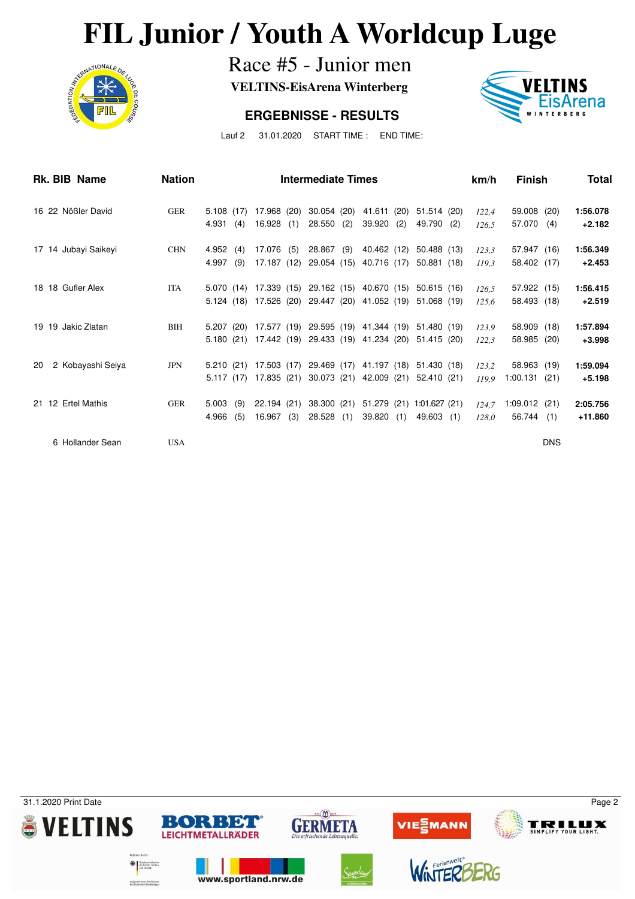# FIL Junior / Youth A Worldcup Luge

## Race #5 - Junior men

**VELTINS-EisArena Winterberg**

### ERGEBNISSE - RESULTS

Lauf 2    31.01.2020    START TIME :    END TIME:

| Rk. | BIB | Name | Nation | Intermediate Times | | | | | km/h | Finish | Total |
|---|---|---|---|---|---|---|---|---|---|---|---|
| 16 | 22 | Nößler David | GER | 5.108 (17) | 17.968 (20) | 30.054 (20) | 41.611 (20) | 51.514 (20) | *122,4* | 59.008 (20) | **1:56.078** |
| | | | | 4.931 (4) | 16.928 (1) | 28.550 (2) | 39.920 (2) | 49.790 (2) | *126,5* | 57.070 (4) | **+2.182** |
| 17 | 14 | Jubayi Saikeyi | CHN | 4.952 (4) | 17.076 (5) | 28.867 (9) | 40.462 (12) | 50.488 (13) | *123,3* | 57.947 (16) | **1:56.349** |
| | | | | 4.997 (9) | 17.187 (12) | 29.054 (15) | 40.716 (17) | 50.881 (18) | *119,3* | 58.402 (17) | **+2.453** |
| 18 | 18 | Gufler Alex | ITA | 5.070 (14) | 17.339 (15) | 29.162 (15) | 40.670 (15) | 50.615 (16) | *126,5* | 57.922 (15) | **1:56.415** |
| | | | | 5.124 (18) | 17.526 (20) | 29.447 (20) | 41.052 (19) | 51.068 (19) | *125,6* | 58.493 (18) | **+2.519** |
| 19 | 19 | Jakic Zlatan | BIH | 5.207 (20) | 17.577 (19) | 29.595 (19) | 41.344 (19) | 51.480 (19) | *123,9* | 58.909 (18) | **1:57.894** |
| | | | | 5.180 (21) | 17.442 (19) | 29.433 (19) | 41.234 (20) | 51.415 (20) | *122,3* | 58.985 (20) | **+3.998** |
| 20 | 2 | Kobayashi Seiya | JPN | 5.210 (21) | 17.503 (17) | 29.469 (17) | 41.197 (18) | 51.430 (18) | *123,2* | 58.963 (19) | **1:59.094** |
| | | | | 5.117 (17) | 17.835 (21) | 30.073 (21) | 42.009 (21) | 52.410 (21) | *119,9* | 1:00.131 (21) | **+5.198** |
| 21 | 12 | Ertel Mathis | GER | 5.003 (9) | 22.194 (21) | 38.300 (21) | 51.279 (21) | 1:01.627 (21) | *124,7* | 1:09.012 (21) | **2:05.756** |
| | | | | 4.966 (5) | 16.967 (3) | 28.528 (1) | 39.820 (1) | 49.603 (1) | *128,0* | 56.744 (1) | **+11.860** |
| | 6 | Hollander Sean | USA | | | | | | | DNS | |

31.1.2020 Print Date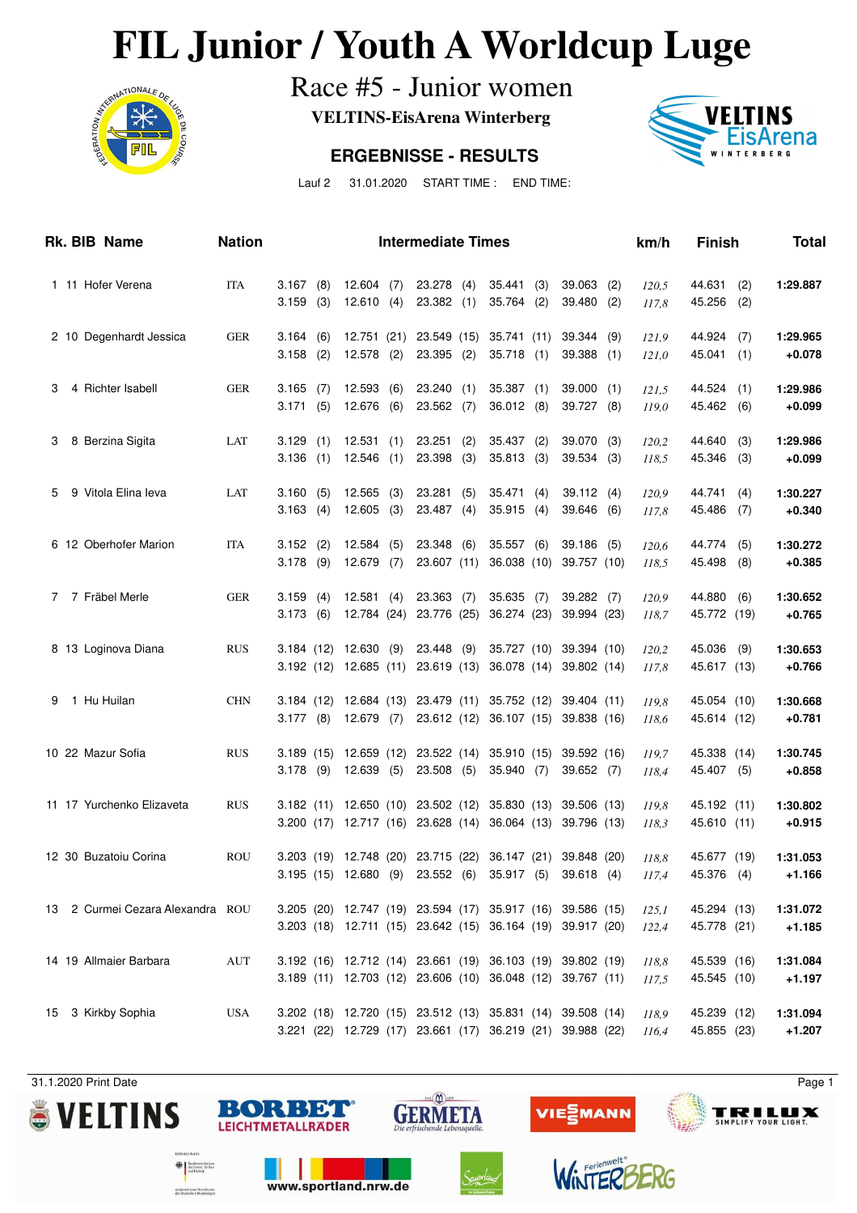# FIL Junior / Youth A Worldcup Luge

## Race #5 - Junior women

**VELTINS-EisArena Winterberg**

**ERGEBNISSE - RESULTS**

Lauf 2 31.01.2020 START TIME : END TIME:

| Rk. | BIB | Name | Nation | Intermediate Times | | | | | km/h | Finish | Total |
|---|---|---|---|---|---|---|---|---|---|---|---|
| 1 | 11 | Hofer Verena | ITA | 3.167 (8) | 12.604 (7) | 23.278 (4) | 35.441 (3) | 39.063 (2) | *120,5* | 44.631 (2) | **1:29.887** |
| | | | | 3.159 (3) | 12.610 (4) | 23.382 (1) | 35.764 (2) | 39.480 (2) | *117,8* | 45.256 (2) | |
| 2 | 10 | Degenhardt Jessica | GER | 3.164 (6) | 12.751 (21) | 23.549 (15) | 35.741 (11) | 39.344 (9) | *121,9* | 44.924 (7) | **1:29.965** |
| | | | | 3.158 (2) | 12.578 (2) | 23.395 (2) | 35.718 (1) | 39.388 (1) | *121,0* | 45.041 (1) | **+0.078** |
| 3 | 4 | Richter Isabell | GER | 3.165 (7) | 12.593 (6) | 23.240 (1) | 35.387 (1) | 39.000 (1) | *121,5* | 44.524 (1) | **1:29.986** |
| | | | | 3.171 (5) | 12.676 (6) | 23.562 (7) | 36.012 (8) | 39.727 (8) | *119,0* | 45.462 (6) | **+0.099** |
| 3 | 8 | Berzina Sigita | LAT | 3.129 (1) | 12.531 (1) | 23.251 (2) | 35.437 (2) | 39.070 (3) | *120,2* | 44.640 (3) | **1:29.986** |
| | | | | 3.136 (1) | 12.546 (1) | 23.398 (3) | 35.813 (3) | 39.534 (3) | *118,5* | 45.346 (3) | **+0.099** |
| 5 | 9 | Vitola Elina Ieva | LAT | 3.160 (5) | 12.565 (3) | 23.281 (5) | 35.471 (4) | 39.112 (4) | *120,9* | 44.741 (4) | **1:30.227** |
| | | | | 3.163 (4) | 12.605 (3) | 23.487 (4) | 35.915 (4) | 39.646 (6) | *117,8* | 45.486 (7) | **+0.340** |
| 6 | 12 | Oberhofer Marion | ITA | 3.152 (2) | 12.584 (5) | 23.348 (6) | 35.557 (6) | 39.186 (5) | *120,6* | 44.774 (5) | **1:30.272** |
| | | | | 3.178 (9) | 12.679 (7) | 23.607 (11) | 36.038 (10) | 39.757 (10) | *118,5* | 45.498 (8) | **+0.385** |
| 7 | 7 | Fräbel Merle | GER | 3.159 (4) | 12.581 (4) | 23.363 (7) | 35.635 (7) | 39.282 (7) | *120,9* | 44.880 (6) | **1:30.652** |
| | | | | 3.173 (6) | 12.784 (24) | 23.776 (25) | 36.274 (23) | 39.994 (23) | *118,7* | 45.772 (19) | **+0.765** |
| 8 | 13 | Loginova Diana | RUS | 3.184 (12) | 12.630 (9) | 23.448 (9) | 35.727 (10) | 39.394 (10) | *120,2* | 45.036 (9) | **1:30.653** |
| | | | | 3.192 (12) | 12.685 (11) | 23.619 (13) | 36.078 (14) | 39.802 (14) | *117,8* | 45.617 (13) | **+0.766** |
| 9 | 1 | Hu Huilan | CHN | 3.184 (12) | 12.684 (13) | 23.479 (11) | 35.752 (12) | 39.404 (11) | *119,8* | 45.054 (10) | **1:30.668** |
| | | | | 3.177 (8) | 12.679 (7) | 23.612 (12) | 36.107 (15) | 39.838 (16) | *118,6* | 45.614 (12) | **+0.781** |
| 10 | 22 | Mazur Sofia | RUS | 3.189 (15) | 12.659 (12) | 23.522 (14) | 35.910 (15) | 39.592 (16) | *119,7* | 45.338 (14) | **1:30.745** |
| | | | | 3.178 (9) | 12.639 (5) | 23.508 (5) | 35.940 (7) | 39.652 (7) | *118,4* | 45.407 (5) | **+0.858** |
| 11 | 17 | Yurchenko Elizaveta | RUS | 3.182 (11) | 12.650 (10) | 23.502 (12) | 35.830 (13) | 39.506 (13) | *119,8* | 45.192 (11) | **1:30.802** |
| | | | | 3.200 (17) | 12.717 (16) | 23.628 (14) | 36.064 (13) | 39.796 (13) | *118,3* | 45.610 (11) | **+0.915** |
| 12 | 30 | Buzatoiu Corina | ROU | 3.203 (19) | 12.748 (20) | 23.715 (22) | 36.147 (21) | 39.848 (20) | *118,8* | 45.677 (19) | **1:31.053** |
| | | | | 3.195 (15) | 12.680 (9) | 23.552 (6) | 35.917 (5) | 39.618 (4) | *117,4* | 45.376 (4) | **+1.166** |
| 13 | 2 | Curmei Cezara Alexandra | ROU | 3.205 (20) | 12.747 (19) | 23.594 (17) | 35.917 (16) | 39.586 (15) | *125,1* | 45.294 (13) | **1:31.072** |
| | | | | 3.203 (18) | 12.711 (15) | 23.642 (15) | 36.164 (19) | 39.917 (20) | *122,4* | 45.778 (21) | **+1.185** |
| 14 | 19 | Allmaier Barbara | AUT | 3.192 (16) | 12.712 (14) | 23.661 (19) | 36.103 (19) | 39.802 (19) | *118,8* | 45.539 (16) | **1:31.084** |
| | | | | 3.189 (11) | 12.703 (12) | 23.606 (10) | 36.048 (12) | 39.767 (11) | *117,5* | 45.545 (10) | **+1.197** |
| 15 | 3 | Kirkby Sophia | USA | 3.202 (18) | 12.720 (15) | 23.512 (13) | 35.831 (14) | 39.508 (14) | *118,9* | 45.239 (12) | **1:31.094** |
| | | | | 3.221 (22) | 12.729 (17) | 23.661 (17) | 36.219 (21) | 39.988 (22) | *116,4* | 45.855 (23) | **+1.207** |

31.1.2020 Print Date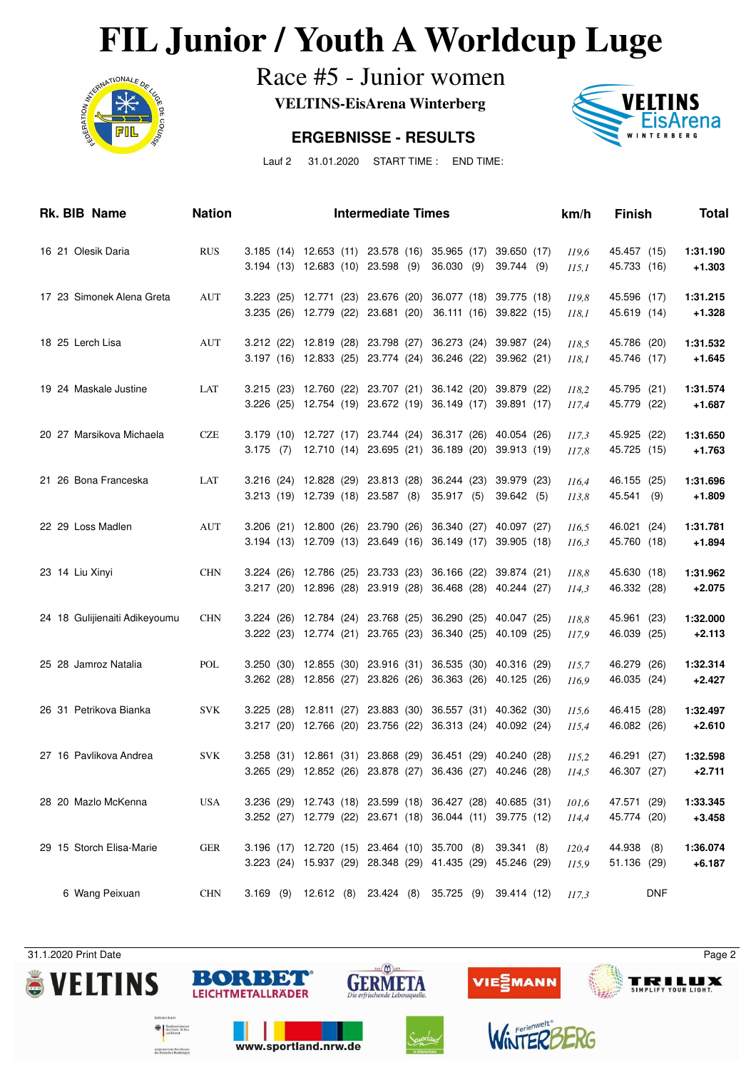# FIL Junior / Youth A Worldcup Luge

## Race #5 - Junior women

**VELTINS-EisArena Winterberg**

### ERGEBNISSE - RESULTS

Lauf 2 31.01.2020 START TIME : END TIME:

| Rk. | BIB | Name | Nation | Intermediate Times | | | | | km/h | Finish | Total |
|---|---|---|---|---|---|---|---|---|---|---|---|
| 16 | 21 | Olesik Daria | RUS | 3.185 (14) | 12.653 (11) | 23.578 (16) | 35.965 (17) | 39.650 (17) | *119,6* | 45.457 (15) | **1:31.190** |
| | | | | 3.194 (13) | 12.683 (10) | 23.598 (9) | 36.030 (9) | 39.744 (9) | *115,1* | 45.733 (16) | **+1.303** |
| 17 | 23 | Simonek Alena Greta | AUT | 3.223 (25) | 12.771 (23) | 23.676 (20) | 36.077 (18) | 39.775 (18) | *119,8* | 45.596 (17) | **1:31.215** |
| | | | | 3.235 (26) | 12.779 (22) | 23.681 (20) | 36.111 (16) | 39.822 (15) | *118,1* | 45.619 (14) | **+1.328** |
| 18 | 25 | Lerch Lisa | AUT | 3.212 (22) | 12.819 (28) | 23.798 (27) | 36.273 (24) | 39.987 (24) | *118,5* | 45.786 (20) | **1:31.532** |
| | | | | 3.197 (16) | 12.833 (25) | 23.774 (24) | 36.246 (22) | 39.962 (21) | *118,1* | 45.746 (17) | **+1.645** |
| 19 | 24 | Maskale Justine | LAT | 3.215 (23) | 12.760 (22) | 23.707 (21) | 36.142 (20) | 39.879 (22) | *118,2* | 45.795 (21) | **1:31.574** |
| | | | | 3.226 (25) | 12.754 (19) | 23.672 (19) | 36.149 (17) | 39.891 (17) | *117,4* | 45.779 (22) | **+1.687** |
| 20 | 27 | Marsikova Michaela | CZE | 3.179 (10) | 12.727 (17) | 23.744 (24) | 36.317 (26) | 40.054 (26) | *117,3* | 45.925 (22) | **1:31.650** |
| | | | | 3.175 (7) | 12.710 (14) | 23.695 (21) | 36.189 (20) | 39.913 (19) | *117,8* | 45.725 (15) | **+1.763** |
| 21 | 26 | Bona Franceska | LAT | 3.216 (24) | 12.828 (29) | 23.813 (28) | 36.244 (23) | 39.979 (23) | *116,4* | 46.155 (25) | **1:31.696** |
| | | | | 3.213 (19) | 12.739 (18) | 23.587 (8) | 35.917 (5) | 39.642 (5) | *113,8* | 45.541 (9) | **+1.809** |
| 22 | 29 | Loss Madlen | AUT | 3.206 (21) | 12.800 (26) | 23.790 (26) | 36.340 (27) | 40.097 (27) | *116,5* | 46.021 (24) | **1:31.781** |
| | | | | 3.194 (13) | 12.709 (13) | 23.649 (16) | 36.149 (17) | 39.905 (18) | *116,3* | 45.760 (18) | **+1.894** |
| 23 | 14 | Liu Xinyi | CHN | 3.224 (26) | 12.786 (25) | 23.733 (23) | 36.166 (22) | 39.874 (21) | *118,8* | 45.630 (18) | **1:31.962** |
| | | | | 3.217 (20) | 12.896 (28) | 23.919 (28) | 36.468 (28) | 40.244 (27) | *114,3* | 46.332 (28) | **+2.075** |
| 24 | 18 | Gulijienaiti Adikeyoumu | CHN | 3.224 (26) | 12.784 (24) | 23.768 (25) | 36.290 (25) | 40.047 (25) | *118,8* | 45.961 (23) | **1:32.000** |
| | | | | 3.222 (23) | 12.774 (21) | 23.765 (23) | 36.340 (25) | 40.109 (25) | *117,9* | 46.039 (25) | **+2.113** |
| 25 | 28 | Jamroz Natalia | POL | 3.250 (30) | 12.855 (30) | 23.916 (31) | 36.535 (30) | 40.316 (29) | *115,7* | 46.279 (26) | **1:32.314** |
| | | | | 3.262 (28) | 12.856 (27) | 23.826 (26) | 36.363 (26) | 40.125 (26) | *116,9* | 46.035 (24) | **+2.427** |
| 26 | 31 | Petrikova Bianka | SVK | 3.225 (28) | 12.811 (27) | 23.883 (30) | 36.557 (31) | 40.362 (30) | *115,6* | 46.415 (28) | **1:32.497** |
| | | | | 3.217 (20) | 12.766 (20) | 23.756 (22) | 36.313 (24) | 40.092 (24) | *115,4* | 46.082 (26) | **+2.610** |
| 27 | 16 | Pavlikova Andrea | SVK | 3.258 (31) | 12.861 (31) | 23.868 (29) | 36.451 (29) | 40.240 (28) | *115,2* | 46.291 (27) | **1:32.598** |
| | | | | 3.265 (29) | 12.852 (26) | 23.878 (27) | 36.436 (27) | 40.246 (28) | *114,5* | 46.307 (27) | **+2.711** |
| 28 | 20 | Mazlo McKenna | USA | 3.236 (29) | 12.743 (18) | 23.599 (18) | 36.427 (28) | 40.685 (31) | *101,6* | 47.571 (29) | **1:33.345** |
| | | | | 3.252 (27) | 12.779 (22) | 23.671 (18) | 36.044 (11) | 39.775 (12) | *114,4* | 45.774 (20) | **+3.458** |
| 29 | 15 | Storch Elisa-Marie | GER | 3.196 (17) | 12.720 (15) | 23.464 (10) | 35.700 (8) | 39.341 (8) | *120,4* | 44.938 (8) | **1:36.074** |
| | | | | 3.223 (24) | 15.937 (29) | 28.348 (29) | 41.435 (29) | 45.246 (29) | *115,9* | 51.136 (29) | **+6.187** |
| | 6 | Wang Peixuan | CHN | 3.169 (9) | 12.612 (8) | 23.424 (8) | 35.725 (9) | 39.414 (12) | *117,3* | DNF | |

31.1.2020 Print Date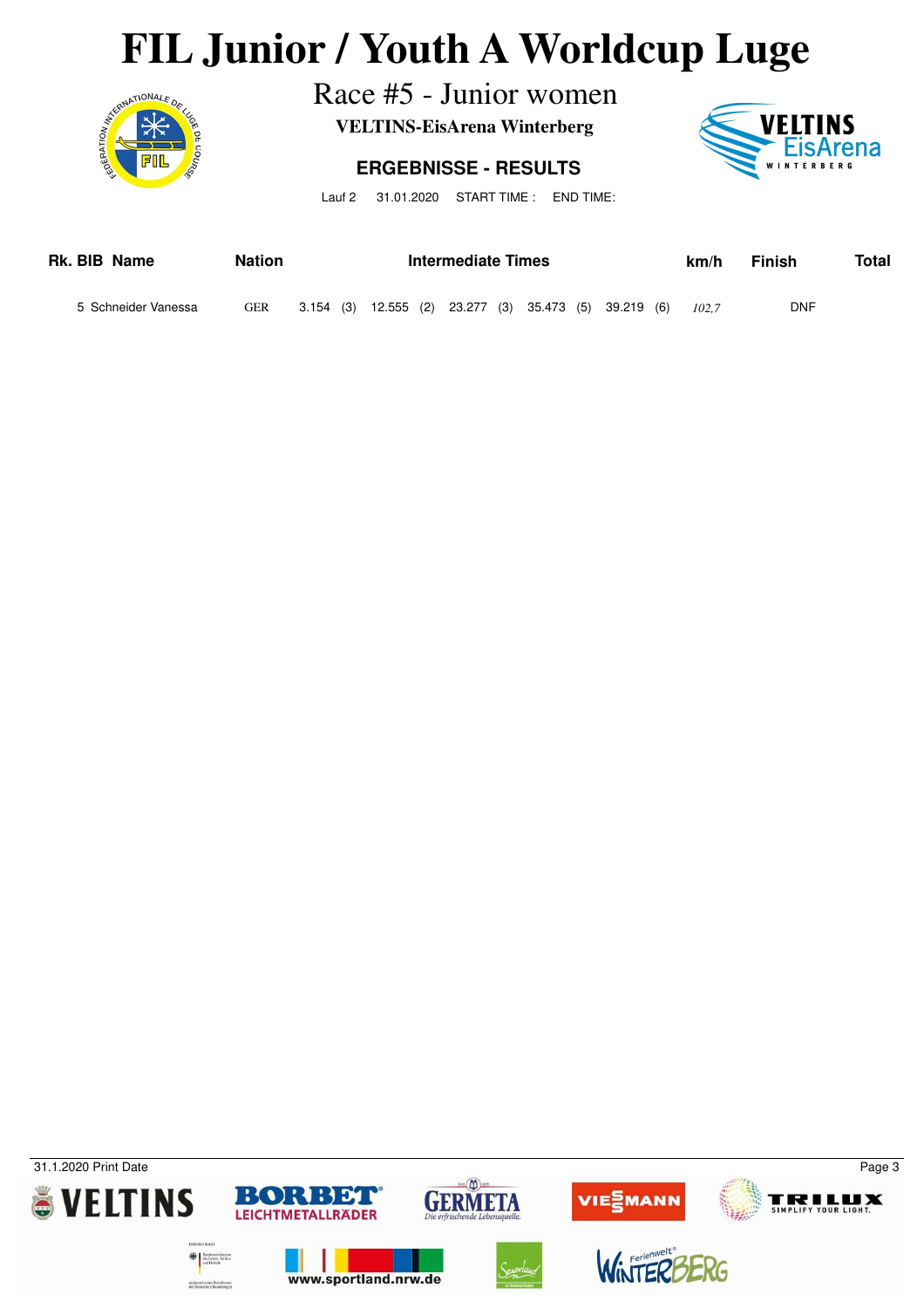# FIL Junior / Youth A Worldcup Luge

## Race #5 - Junior women

**VELTINS-EisArena Winterberg**

### ERGEBNISSE - RESULTS

Lauf 2 31.01.2020 START TIME : END TIME:

| Rk. | BIB | Name | Nation | Intermediate Times | | | | | km/h | Finish | Total |
|---|---|---|---|---|---|---|---|---|---|---|---|
| | 5 | Schneider Vanessa | GER | 3.154 (3) | 12.555 (2) | 23.277 (3) | 35.473 (5) | 39.219 (6) | *102,7* | DNF | |

31.1.2020 Print Date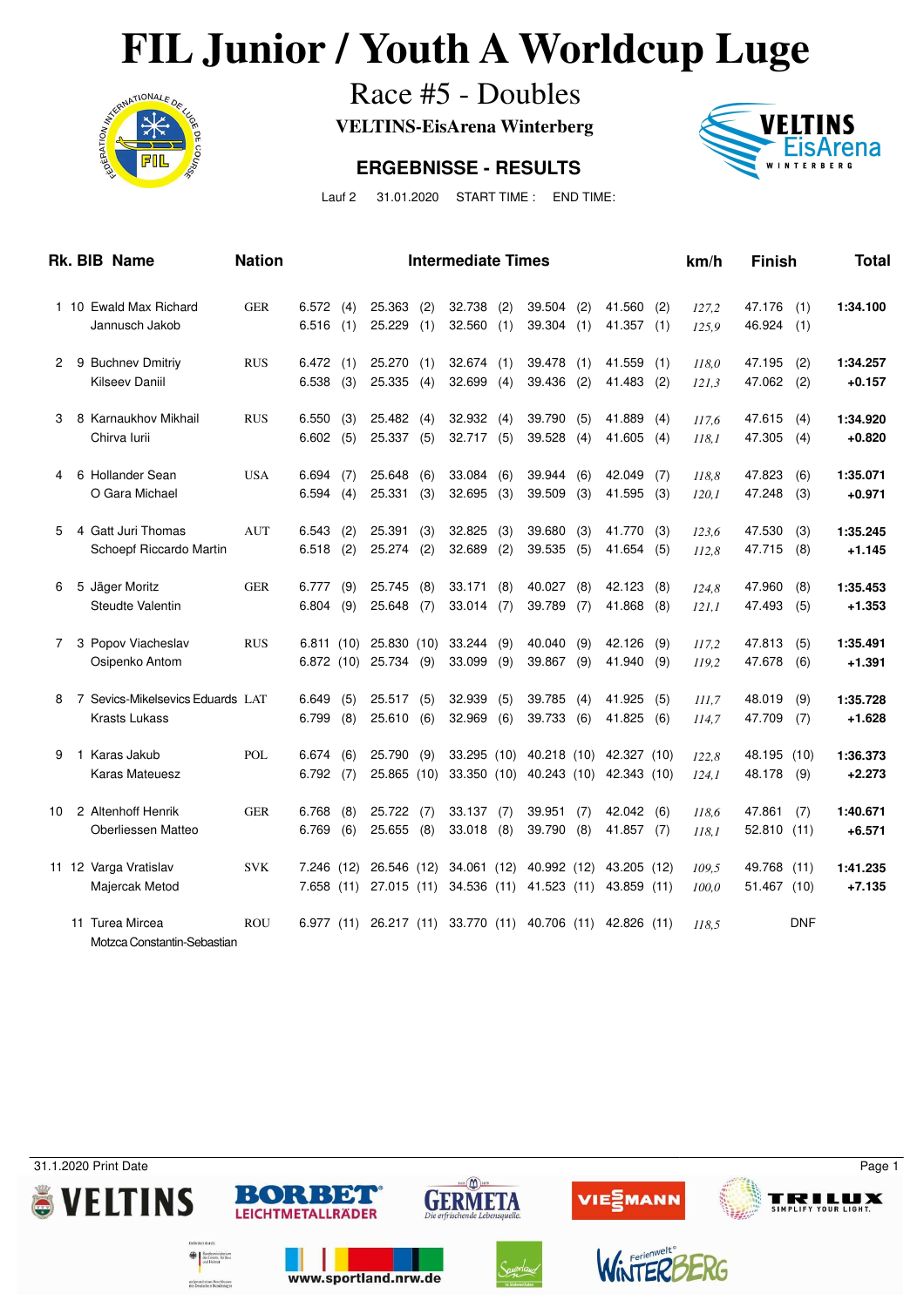# FIL Junior / Youth A Worldcup Luge

## Race #5 - Doubles

**VELTINS-EisArena Winterberg**

### ERGEBNISSE - RESULTS

Lauf 2 31.01.2020 START TIME : END TIME:

| Rk. | BIB | Name | Nation | Intermediate Times | | | | | km/h | Finish | Total |
|---|---|---|---|---|---|---|---|---|---|---|---|
| 1 | 10 | Ewald Max Richard | GER | 6.572 (4) | 25.363 (2) | 32.738 (2) | 39.504 (2) | 41.560 (2) | *127,2* | 47.176 (1) | **1:34.100** |
| | | Jannusch Jakob | | 6.516 (1) | 25.229 (1) | 32.560 (1) | 39.304 (1) | 41.357 (1) | *125,9* | 46.924 (1) | |
| 2 | 9 | Buchnev Dmitriy | RUS | 6.472 (1) | 25.270 (1) | 32.674 (1) | 39.478 (1) | 41.559 (1) | *118,0* | 47.195 (2) | **1:34.257** |
| | | Kilseev Daniil | | 6.538 (3) | 25.335 (4) | 32.699 (4) | 39.436 (2) | 41.483 (2) | *121,3* | 47.062 (2) | **+0.157** |
| 3 | 8 | Karnaukhov Mikhail | RUS | 6.550 (3) | 25.482 (4) | 32.932 (4) | 39.790 (5) | 41.889 (4) | *117,6* | 47.615 (4) | **1:34.920** |
| | | Chirva Iurii | | 6.602 (5) | 25.337 (5) | 32.717 (5) | 39.528 (4) | 41.605 (4) | *118,1* | 47.305 (4) | **+0.820** |
| 4 | 6 | Hollander Sean | USA | 6.694 (7) | 25.648 (6) | 33.084 (6) | 39.944 (6) | 42.049 (7) | *118,8* | 47.823 (6) | **1:35.071** |
| | | O Gara Michael | | 6.594 (4) | 25.331 (3) | 32.695 (3) | 39.509 (3) | 41.595 (3) | *120,1* | 47.248 (3) | **+0.971** |
| 5 | 4 | Gatt Juri Thomas | AUT | 6.543 (2) | 25.391 (3) | 32.825 (3) | 39.680 (3) | 41.770 (3) | *123,6* | 47.530 (3) | **1:35.245** |
| | | Schoepf Riccardo Martin | | 6.518 (2) | 25.274 (2) | 32.689 (2) | 39.535 (5) | 41.654 (5) | *112,8* | 47.715 (8) | **+1.145** |
| 6 | 5 | Jäger Moritz | GER | 6.777 (9) | 25.745 (8) | 33.171 (8) | 40.027 (8) | 42.123 (8) | *124,8* | 47.960 (8) | **1:35.453** |
| | | Steudte Valentin | | 6.804 (9) | 25.648 (7) | 33.014 (7) | 39.789 (7) | 41.868 (8) | *121,1* | 47.493 (5) | **+1.353** |
| 7 | 3 | Popov Viacheslav | RUS | 6.811 (10) | 25.830 (10) | 33.244 (9) | 40.040 (9) | 42.126 (9) | *117,2* | 47.813 (5) | **1:35.491** |
| | | Osipenko Antom | | 6.872 (10) | 25.734 (9) | 33.099 (9) | 39.867 (9) | 41.940 (9) | *119,2* | 47.678 (6) | **+1.391** |
| 8 | 7 | Sevics-Mikelsevics Eduards | LAT | 6.649 (5) | 25.517 (5) | 32.939 (5) | 39.785 (4) | 41.925 (5) | *111,7* | 48.019 (9) | **1:35.728** |
| | | Krasts Lukass | | 6.799 (8) | 25.610 (6) | 32.969 (6) | 39.733 (6) | 41.825 (6) | *114,7* | 47.709 (7) | **+1.628** |
| 9 | 1 | Karas Jakub | POL | 6.674 (6) | 25.790 (9) | 33.295 (10) | 40.218 (10) | 42.327 (10) | *122,8* | 48.195 (10) | **1:36.373** |
| | | Karas Mateuesz | | 6.792 (7) | 25.865 (10) | 33.350 (10) | 40.243 (10) | 42.343 (10) | *124,1* | 48.178 (9) | **+2.273** |
| 10 | 2 | Altenhoff Henrik | GER | 6.768 (8) | 25.722 (7) | 33.137 (7) | 39.951 (7) | 42.042 (6) | *118,6* | 47.861 (7) | **1:40.671** |
| | | Oberliessen Matteo | | 6.769 (6) | 25.655 (8) | 33.018 (8) | 39.790 (8) | 41.857 (7) | *118,1* | 52.810 (11) | **+6.571** |
| 11 | 12 | Varga Vratislav | SVK | 7.246 (12) | 26.546 (12) | 34.061 (12) | 40.992 (12) | 43.205 (12) | *109,5* | 49.768 (11) | **1:41.235** |
| | | Majercak Metod | | 7.658 (11) | 27.015 (11) | 34.536 (11) | 41.523 (11) | 43.859 (11) | *100,0* | 51.467 (10) | **+7.135** |
| | 11 | Turea Mircea | ROU | 6.977 (11) | 26.217 (11) | 33.770 (11) | 40.706 (11) | 42.826 (11) | *118,5* | DNF | |
| | | Motzca Constantin-Sebastian | | | | | | | | | |

31.1.2020 Print Date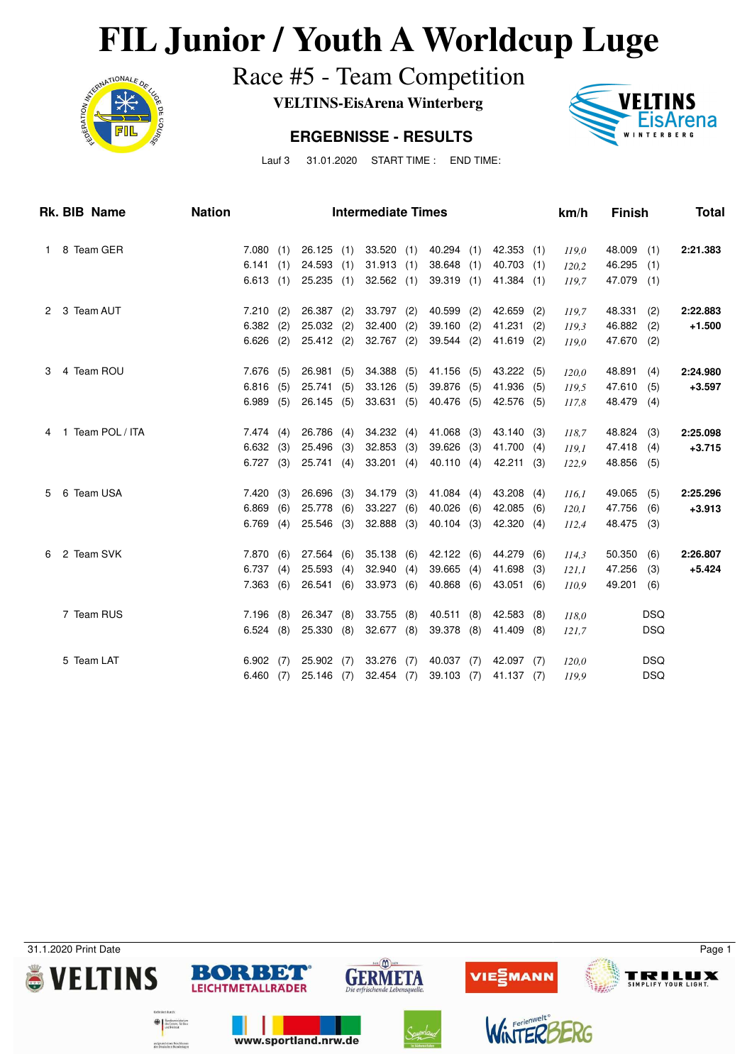# FIL Junior / Youth A Worldcup Luge

## Race #5 - Team Competition

**VELTINS-EisArena Winterberg**

### ERGEBNISSE - RESULTS

Lauf 3 31.01.2020 START TIME : END TIME:

| Rk. | BIB | Name | Nation | Intermediate Times | | | | | km/h | Finish | Total |
|---|---|---|---|---|---|---|---|---|---|---|---|
| 1 | 8 | Team GER | | 7.080 (1) | 26.125 (1) | 33.520 (1) | 40.294 (1) | 42.353 (1) | *119,0* | 48.009 (1) | **2:21.383** |
| | | | | 6.141 (1) | 24.593 (1) | 31.913 (1) | 38.648 (1) | 40.703 (1) | *120,2* | 46.295 (1) | |
| | | | | 6.613 (1) | 25.235 (1) | 32.562 (1) | 39.319 (1) | 41.384 (1) | *119,7* | 47.079 (1) | |
| 2 | 3 | Team AUT | | 7.210 (2) | 26.387 (2) | 33.797 (2) | 40.599 (2) | 42.659 (2) | *119,7* | 48.331 (2) | **2:22.883** |
| | | | | 6.382 (2) | 25.032 (2) | 32.400 (2) | 39.160 (2) | 41.231 (2) | *119,3* | 46.882 (2) | **+1.500** |
| | | | | 6.626 (2) | 25.412 (2) | 32.767 (2) | 39.544 (2) | 41.619 (2) | *119,0* | 47.670 (2) | |
| 3 | 4 | Team ROU | | 7.676 (5) | 26.981 (5) | 34.388 (5) | 41.156 (5) | 43.222 (5) | *120,0* | 48.891 (4) | **2:24.980** |
| | | | | 6.816 (5) | 25.741 (5) | 33.126 (5) | 39.876 (5) | 41.936 (5) | *119,5* | 47.610 (5) | **+3.597** |
| | | | | 6.989 (5) | 26.145 (5) | 33.631 (5) | 40.476 (5) | 42.576 (5) | *117,8* | 48.479 (4) | |
| 4 | 1 | Team POL / ITA | | 7.474 (4) | 26.786 (4) | 34.232 (4) | 41.068 (3) | 43.140 (3) | *118,7* | 48.824 (3) | **2:25.098** |
| | | | | 6.632 (3) | 25.496 (3) | 32.853 (3) | 39.626 (3) | 41.700 (4) | *119,1* | 47.418 (4) | **+3.715** |
| | | | | 6.727 (3) | 25.741 (4) | 33.201 (4) | 40.110 (4) | 42.211 (3) | *122,9* | 48.856 (5) | |
| 5 | 6 | Team USA | | 7.420 (3) | 26.696 (3) | 34.179 (3) | 41.084 (4) | 43.208 (4) | *116,1* | 49.065 (5) | **2:25.296** |
| | | | | 6.869 (6) | 25.778 (6) | 33.227 (6) | 40.026 (6) | 42.085 (6) | *120,1* | 47.756 (6) | **+3.913** |
| | | | | 6.769 (4) | 25.546 (3) | 32.888 (3) | 40.104 (3) | 42.320 (4) | *112,4* | 48.475 (3) | |
| 6 | 2 | Team SVK | | 7.870 (6) | 27.564 (6) | 35.138 (6) | 42.122 (6) | 44.279 (6) | *114,3* | 50.350 (6) | **2:26.807** |
| | | | | 6.737 (4) | 25.593 (4) | 32.940 (4) | 39.665 (4) | 41.698 (3) | *121,1* | 47.256 (3) | **+5.424** |
| | | | | 7.363 (6) | 26.541 (6) | 33.973 (6) | 40.868 (6) | 43.051 (6) | *110,9* | 49.201 (6) | |
| | 7 | Team RUS | | 7.196 (8) | 26.347 (8) | 33.755 (8) | 40.511 (8) | 42.583 (8) | *118,0* | DSQ | |
| | | | | 6.524 (8) | 25.330 (8) | 32.677 (8) | 39.378 (8) | 41.409 (8) | *121,7* | DSQ | |
| | 5 | Team LAT | | 6.902 (7) | 25.902 (7) | 33.276 (7) | 40.037 (7) | 42.097 (7) | *120,0* | DSQ | |
| | | | | 6.460 (7) | 25.146 (7) | 32.454 (7) | 39.103 (7) | 41.137 (7) | *119,9* | DSQ | |

31.1.2020 Print Date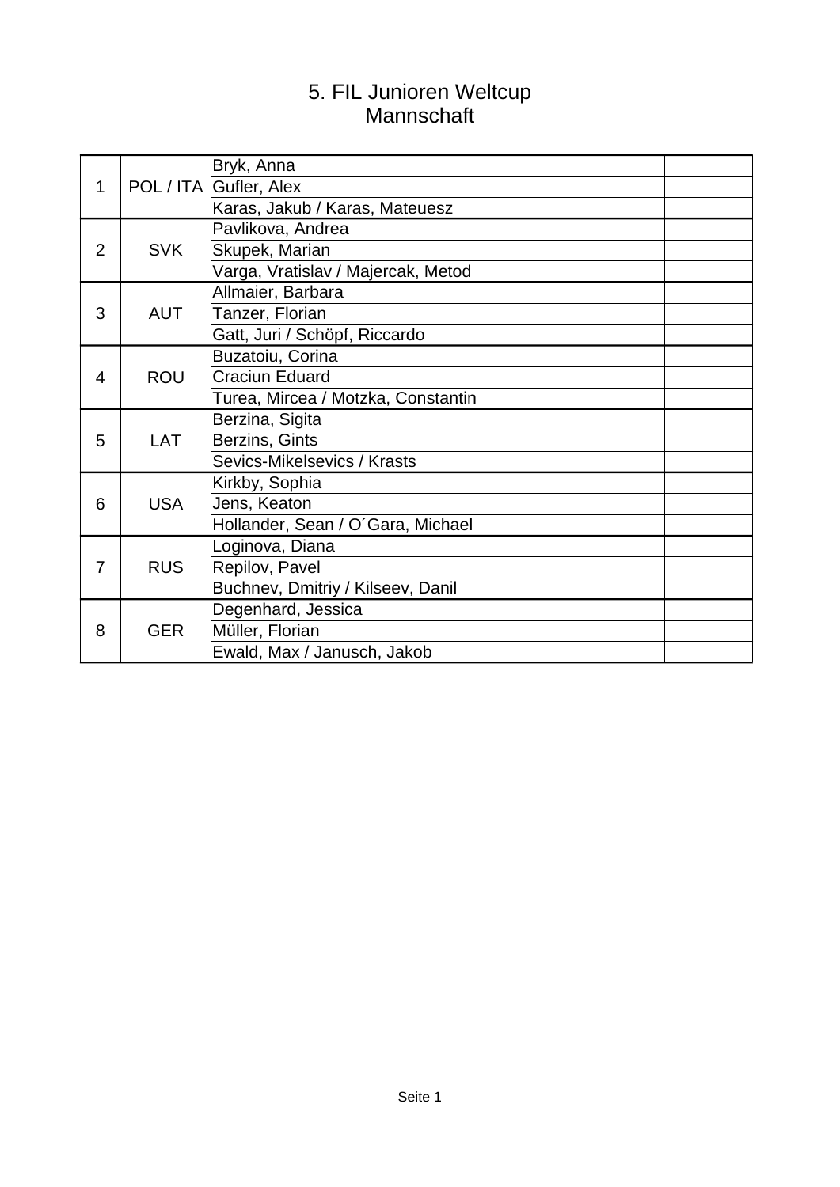# 5. FIL Junioren Weltcup
## Mannschaft

| | | | | | |
|---|---|---|---|---|---|
| 1 | POL / ITA | Bryk, Anna | | | |
| | | Gufler, Alex | | | |
| | | Karas, Jakub / Karas, Mateuesz | | | |
| 2 | SVK | Pavlikova, Andrea | | | |
| | | Skupek, Marian | | | |
| | | Varga, Vratislav / Majercak, Metod | | | |
| 3 | AUT | Allmaier, Barbara | | | |
| | | Tanzer, Florian | | | |
| | | Gatt, Juri / Schöpf, Riccardo | | | |
| 4 | ROU | Buzatoiu, Corina | | | |
| | | Craciun Eduard | | | |
| | | Turea, Mircea / Motzka, Constantin | | | |
| 5 | LAT | Berzina, Sigita | | | |
| | | Berzins, Gints | | | |
| | | Sevics-Mikelsevics / Krasts | | | |
| 6 | USA | Kirkby, Sophia | | | |
| | | Jens, Keaton | | | |
| | | Hollander, Sean / O´Gara, Michael | | | |
| 7 | RUS | Loginova, Diana | | | |
| | | Repilov, Pavel | | | |
| | | Buchnev, Dmitriy / Kilseev, Danil | | | |
| 8 | GER | Degenhard, Jessica | | | |
| | | Müller, Florian | | | |
| | | Ewald, Max / Janusch, Jakob | | | |